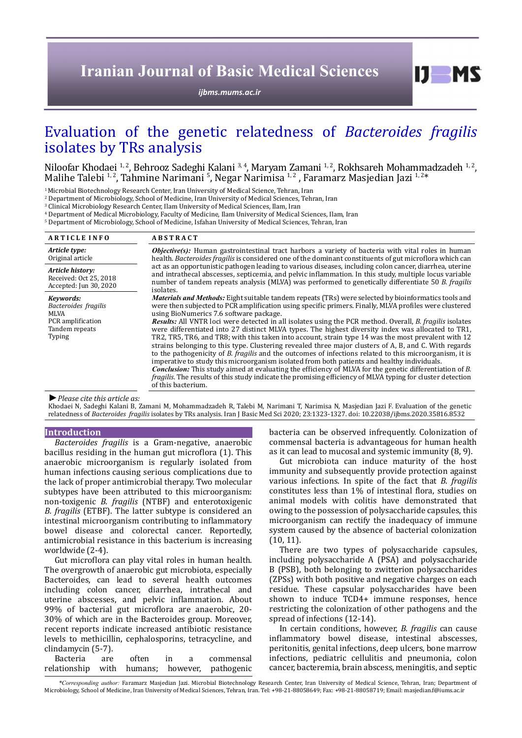# Evaluation of the genetic relatedness of *Bacteroides fragilis* isolates by TRs analysis

Niloofar Khodaei [1, 2], Behrooz Sadeghi Kalani [3, 4], Maryam Zamani [1, 2], Rokhsareh Mohammadzadeh [1, 2], Malihe Talebi [1, 2], Tahmine Narimani [5], Negar Narimisa [1, 2] , Faramarz Masjedian Jazi [1, 2]*

[1] Microbial Biotechnology Research Center, Iran University of Medical Science, Tehran, Iran
[2] Department of Microbiology, School of Medicine, Iran University of Medical Sciences, Tehran, Iran
[3] Clinical Microbiology Research Center, Ilam University of Medical Sciences, Ilam, Iran
[4] Department of Medical Microbiology, Faculty of Medicine, Ilam University of Medical Sciences, Ilam, Iran
[5] Department of Microbiology, School of Medicine, Isfahan University of Medical Sciences, Tehran, Iran

## ARTICLE INFO

***Article type:***
Original article

***Article history:***
Received: Oct 25, 2018
Accepted: Jun 30, 2020

***Keywords:***
*Bacteroides fragilis*
MLVA
PCR amplification
Tandem repeats
Typing

## ABSTRACT

***Objective(s):*** Human gastrointestinal tract harbors a variety of bacteria with vital roles in human health. *Bacteroides fragilis* is considered one of the dominant constituents of gut microflora which can act as an opportunistic pathogen leading to various diseases, including colon cancer, diarrhea, uterine and intrathecal abscesses, septicemia, and pelvic inflammation. In this study, multiple locus variable number of tandem repeats analysis (MLVA) was performed to genetically differentiate 50 *B. fragilis* isolates.

***Materials and Methods:*** Eight suitable tandem repeats (TRs) were selected by bioinformatics tools and were then subjected to PCR amplification using specific primers. Finally, MLVA profiles were clustered using BioNumerics 7.6 software package.

***Results:*** All VNTR loci were detected in all isolates using the PCR method. Overall, *B. fragilis* isolates were differentiated into 27 distinct MLVA types. The highest diversity index was allocated to TR1, TR2, TR5, TR6, and TR8; with this taken into account, strain type 14 was the most prevalent with 12 strains belonging to this type. Clustering revealed three major clusters of A, B, and C. With regards to the pathogenicity of *B. fragilis* and the outcomes of infections related to this microorganism, it is imperative to study this microorganism isolated from both patients and healthy individuals.

***Conclusion:*** This study aimed at evaluating the efficiency of MLVA for the genetic differentiation of *B. fragilis*. The results of this study indicate the promising efficiency of MLVA typing for cluster detection of this bacterium.

► *Please cite this article as:*

Khodaei N, Sadeghi Kalani B, Zamani M, Mohammadzadeh R, Talebi M, Narimani T, Narimisa N, Masjedian Jazi F. Evaluation of the genetic relatedness of *Bacteroides fragilis* isolates by TRs analysis. Iran J Basic Med Sci 2020; 23:1323-1327. doi: 10.22038/ijbms.2020.35816.8532

## Introduction

*Bacteroides fragilis* is a Gram-negative, anaerobic bacillus residing in the human gut microflora (1). This anaerobic microorganism is regularly isolated from human infections causing serious complications due to the lack of proper antimicrobial therapy. Two molecular subtypes have been attributed to this microorganism: non-toxigenic *B. fragilis* (NTBF) and enterotoxigenic *B. fragilis* (ETBF). The latter subtype is considered an intestinal microorganism contributing to inflammatory bowel disease and colorectal cancer. Reportedly, antimicrobial resistance in this bacterium is increasing worldwide (2-4).

Gut microflora can play vital roles in human health. The overgrowth of anaerobic gut microbiota, especially Bacteroides, can lead to several health outcomes including colon cancer, diarrhea, intrathecal and uterine abscesses, and pelvic inflammation. About 99% of bacterial gut microflora are anaerobic, 20-30% of which are in the Bacteroides group. Moreover, recent reports indicate increased antibiotic resistance levels to methicillin, cephalosporins, tetracycline, and clindamycin (5-7).

Bacteria are often in a commensal relationship with humans; however, pathogenic bacteria can be observed infrequently. Colonization of commensal bacteria is advantageous for human health as it can lead to mucosal and systemic immunity (8, 9).

Gut microbiota can induce maturity of the host immunity and subsequently provide protection against various infections. In spite of the fact that *B. fragilis* constitutes less than 1% of intestinal flora, studies on animal models with colitis have demonstrated that owing to the possession of polysaccharide capsules, this microorganism can rectify the inadequacy of immune system caused by the absence of bacterial colonization (10, 11).

There are two types of polysaccharide capsules, including polysaccharide A (PSA) and polysaccharide B (PSB), both belonging to zwitterion polysaccharides (ZPSs) with both positive and negative charges on each residue. These capsular polysaccharides have been shown to induce TCD4+ immune responses, hence restricting the colonization of other pathogens and the spread of infections (12-14).

In certain conditions, however, *B. fragilis* can cause inflammatory bowel disease, intestinal abscesses, peritonitis, genital infections, deep ulcers, bone marrow infections, pediatric cellulitis and pneumonia, colon cancer, bacteremia, brain abscess, meningitis, and septic

**Corresponding author:* Faramarz Masjedian Jazi. Microbial Biotechnology Research Center, Iran University of Medical Science, Tehran, Iran; Department of Microbiology, School of Medicine, Iran University of Medical Sciences, Tehran, Iran. Tel: +98-21-88058649; Fax: +98-21-88058719; Email: masjedian.f@iums.ac.ir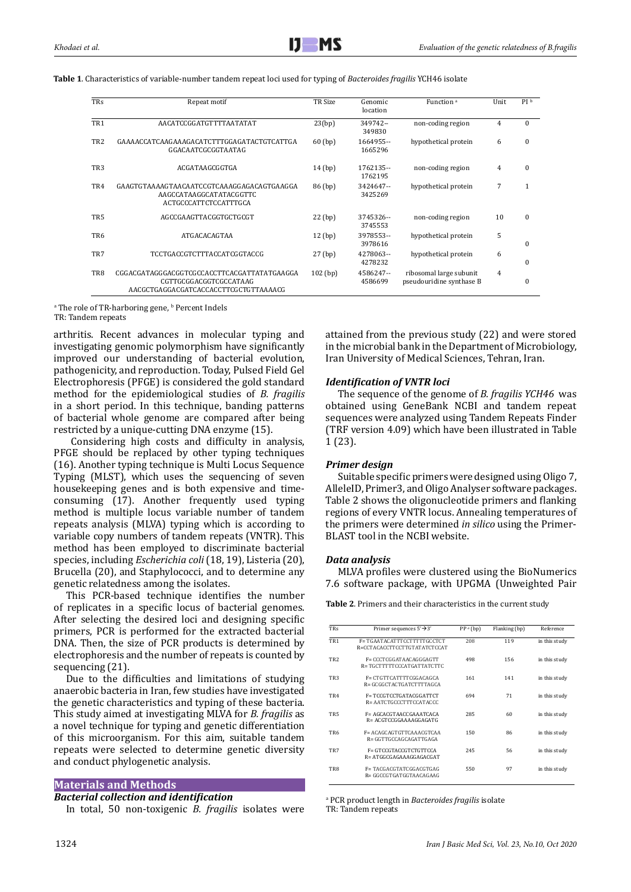**Table 1**. Characteristics of variable-number tandem repeat loci used for typing of *Bacteroides fragilis* YCH46 isolate

| TRs | Repeat motif | TR Size | Genomic location | Function [a] | Unit | PI [b] |
|---|---|---|---|---|---|---|
| TR1 | AACATCCGGATGTTTTAATATAT | 23(bp) | 349742--349830 | non-coding region | 4 | 0 |
| TR2 | GAAAACCATCAAGAAAGACATCTTTGGAGATACTGTCATTGA GGACAATCGCGGTAATAG | 60 (bp) | 1664955--1665296 | hypothetical protein | 6 | 0 |
| TR3 | ACGATAAGCGGTGA | 14 (bp) | 1762135--1762195 | non-coding region | 4 | 0 |
| TR4 | GAAGTGTAAAAGTAACAATCCGTCAAAGGAGACAGTGAAGGA AAGCCATAAGGCATATACGGTTC ACTGCCCATTCTCCATTTGCA | 86 (bp) | 3424647--3425269 | hypothetical protein | 7 | 1 |
| TR5 | AGCCGAAGTTACGGTGCTGCGT | 22 (bp) | 3745326--3745553 | non-coding region | 10 | 0 |
| TR6 | ATGACACAGTAA | 12 (bp) | 3978553--3978616 | hypothetical protein | 5 | 0 |
| TR7 | TCCTGACCGTCTTTACCATCGGTACCG | 27 (bp) | 4278063--4278232 | hypothetical protein | 6 | 0 |
| TR8 | CGGACGATAGGGACGGTCGCCACCTTCACGATTATATGAAGGA CGTTGCGGACGGTCGCCATAAG AACGCTGAGGACGATCACCACCTTCGCTGTTAAAACG | 102 (bp) | 4586247--4586699 | ribosomal large subunit pseudouridine synthase B | 4 | 0 |

[a] The role of TR-harboring gene, [b] Percent Indels
TR: Tandem repeats

arthritis. Recent advances in molecular typing and investigating genomic polymorphism have significantly improved our understanding of bacterial evolution, pathogenicity, and reproduction. Today, Pulsed Field Gel Electrophoresis (PFGE) is considered the gold standard method for the epidemiological studies of *B. fragilis* in a short period. In this technique, banding patterns of bacterial whole genome are compared after being restricted by a unique-cutting DNA enzyme (15).

Considering high costs and difficulty in analysis, PFGE should be replaced by other typing techniques (16). Another typing technique is Multi Locus Sequence Typing (MLST), which uses the sequencing of seven housekeeping genes and is both expensive and time-consuming (17). Another frequently used typing method is multiple locus variable number of tandem repeats analysis (MLVA) typing which is according to variable copy numbers of tandem repeats (VNTR). This method has been employed to discriminate bacterial species, including *Escherichia coli* (18, 19), Listeria (20), Brucella (20), and Staphylococci, and to determine any genetic relatedness among the isolates.

This PCR-based technique identifies the number of replicates in a specific locus of bacterial genomes. After selecting the desired loci and designing specific primers, PCR is performed for the extracted bacterial DNA. Then, the size of PCR products is determined by electrophoresis and the number of repeats is counted by sequencing (21).

Due to the difficulties and limitations of studying anaerobic bacteria in Iran, few studies have investigated the genetic characteristics and typing of these bacteria. This study aimed at investigating MLVA for *B. fragilis* as a novel technique for typing and genetic differentiation of this microorganism. For this aim, suitable tandem repeats were selected to determine genetic diversity and conduct phylogenetic analysis.

## Materials and Methods

### *Bacterial collection and identification*

In total, 50 non-toxigenic *B. fragilis* isolates were attained from the previous study (22) and were stored in the microbial bank in the Department of Microbiology, Iran University of Medical Sciences, Tehran, Iran.

### *Identification of VNTR loci*

The sequence of the genome of *B. fragilis YCH46* was obtained using GeneBank NCBI and tandem repeat sequences were analyzed using Tandem Repeats Finder (TRF version 4.09) which have been illustrated in Table 1 (23).

### *Primer design*

Suitable specific primers were designed using Oligo 7, AlleleID, Primer3, and Oligo Analyser software packages. Table 2 shows the oligonucleotide primers and flanking regions of every VNTR locus. Annealing temperatures of the primers were determined *in silico* using the Primer-BLAST tool in the NCBI website.

### *Data analysis*

MLVA profiles were clustered using the BioNumerics 7.6 software package, with UPGMA (Unweighted Pair

**Table 2**. Primers and their characteristics in the current study

| TRs | Primer sequences 5'→3' | PP [a] (bp) | Flanking (bp) | Reference |
|---|---|---|---|---|
| TR1 | F= TGAATACATTTCCTTTTTGCCTCT R=CCTACACCTTCCTTGTATATCTCCAT | 208 | 119 | in this study |
| TR2 | F= CCCTCGGATAACAGGGAGTT R= TGCTTTTTCCCATGATTATCTTC | 498 | 156 | in this study |
| TR3 | F= CTGTTCATTTTCGGACAGCA R= GCGGCTACTGATCTTTTAGCA | 161 | 141 | in this study |
| TR4 | F= TCCGTCCTGATACGGATTCT R= AATCTGCCCTTTCCATACCC | 694 | 71 | in this study |
| TR5 | F= AGCACGTAACCGAAATCACA R= ACGTCGGGAAAAGGAGATG | 285 | 60 | in this study |
| TR6 | F= ACAGCAGTGTTCAAACGTCAA R= GGTTGCCAGCAGATTGAGA | 150 | 86 | in this study |
| TR7 | F= GTCCGTACCGTCTGTTCCA R= ATGGCGAGAAAGGAGACGAT | 245 | 56 | in this study |
| TR8 | F= TACGACGTATCGGACGTGAG R= GGCCGTGATGGTAACAGAAG | 550 | 97 | in this study |

[a] PCR product length in *Bacteroides fragilis* isolate
TR: Tandem repeats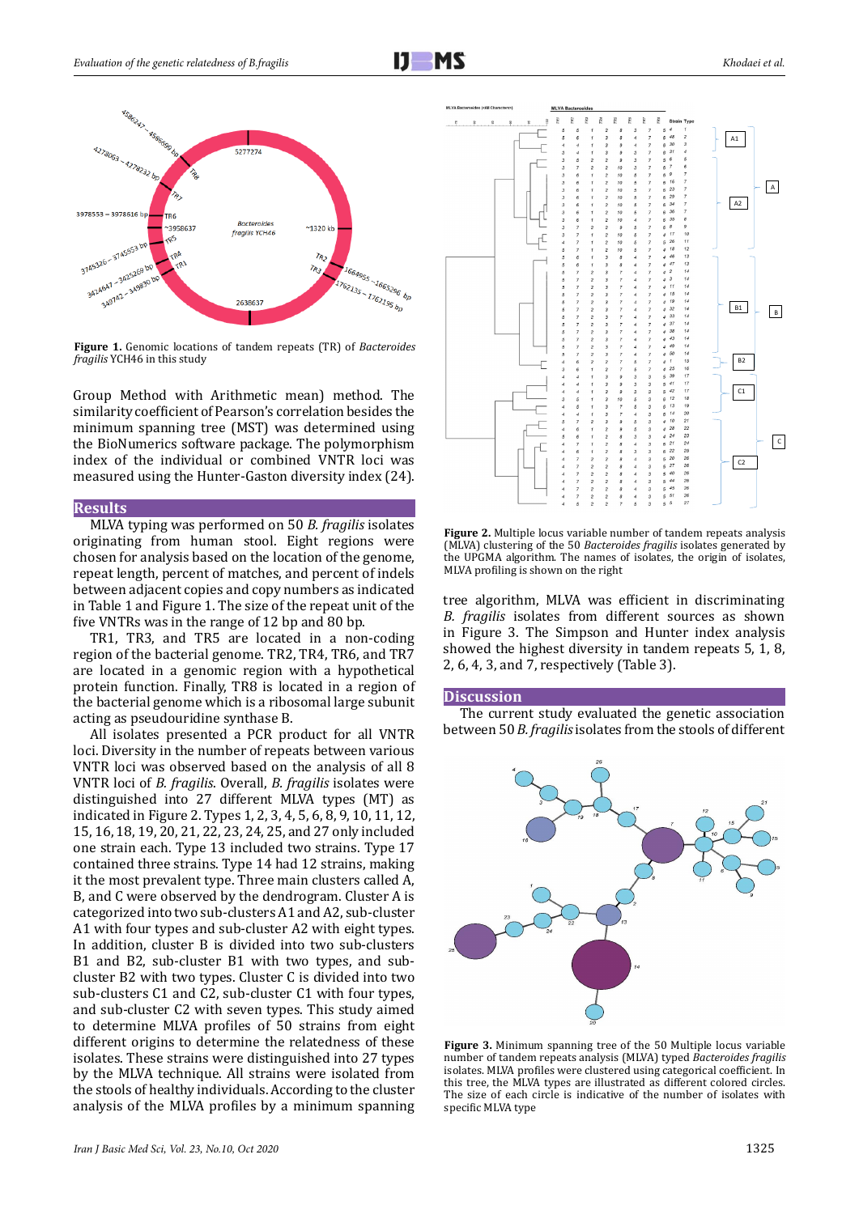Figure 1. Genomic locations of tandem repeats (TR) of *Bacteroides fragilis* YCH46 in this study

Group Method with Arithmetic mean) method. The similarity coefficient of Pearson's correlation besides the minimum spanning tree (MST) was determined using the BioNumerics software package. The polymorphism index of the individual or combined VNTR loci was measured using the Hunter-Gaston diversity index (24).

## Results

MLVA typing was performed on 50 *B. fragilis* isolates originating from human stool. Eight regions were chosen for analysis based on the location of the genome, repeat length, percent of matches, and percent of indels between adjacent copies and copy numbers as indicated in Table 1 and Figure 1. The size of the repeat unit of the five VNTRs was in the range of 12 bp and 80 bp.

TR1, TR3, and TR5 are located in a non-coding region of the bacterial genome. TR2, TR4, TR6, and TR7 are located in a genomic region with a hypothetical protein function. Finally, TR8 is located in a region of the bacterial genome which is a ribosomal large subunit acting as pseudouridine synthase B.

All isolates presented a PCR product for all VNTR loci. Diversity in the number of repeats between various VNTR loci was observed based on the analysis of all 8 VNTR loci of *B. fragilis*. Overall, *B. fragilis* isolates were distinguished into 27 different MLVA types (MT) as indicated in Figure 2. Types 1, 2, 3, 4, 5, 6, 8, 9, 10, 11, 12, 15, 16, 18, 19, 20, 21, 22, 23, 24, 25, and 27 only included one strain each. Type 13 included two strains. Type 17 contained three strains. Type 14 had 12 strains, making it the most prevalent type. Three main clusters called A, B, and C were observed by the dendrogram. Cluster A is categorized into two sub-clusters A1 and A2, sub-cluster A1 with four types and sub-cluster A2 with eight types. In addition, cluster B is divided into two sub-clusters B1 and B2, sub-cluster B1 with two types, and sub-cluster B2 with two types. Cluster C is divided into two sub-clusters C1 and C2, sub-cluster C1 with four types, and sub-cluster C2 with seven types. This study aimed to determine MLVA profiles of 50 strains from eight different origins to determine the relatedness of these isolates. These strains were distinguished into 27 types by the MLVA technique. All strains were isolated from the stools of healthy individuals. According to the cluster analysis of the MLVA profiles by a minimum spanning tree algorithm, MLVA was efficient in discriminating *B. fragilis* isolates from different sources as shown in Figure 3. The Simpson and Hunter index analysis showed the highest diversity in tandem repeats 5, 1, 8, 2, 6, 4, 3, and 7, respectively (Table 3).

Figure 2. Multiple locus variable number of tandem repeats analysis (MLVA) clustering of the 50 *Bacteroides fragilis* isolates generated by the UPGMA algorithm. The names of isolates, the origin of isolates, MLVA profiling is shown on the right

## Discussion

The current study evaluated the genetic association between 50 *B. fragilis* isolates from the stools of different

Figure 3. Minimum spanning tree of the 50 Multiple locus variable number of tandem repeats analysis (MLVA) typed *Bacteroides fragilis* isolates. MLVA profiles were clustered using categorical coefficient. In this tree, the MLVA types are illustrated as different colored circles. The size of each circle is indicative of the number of isolates with specific MLVA type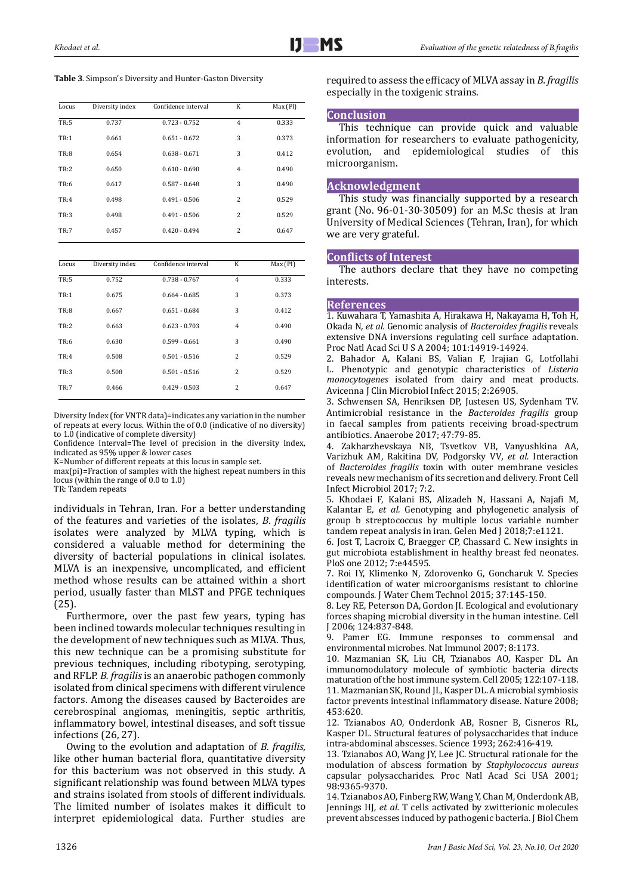**Table 3**. Simpson's Diversity and Hunter-Gaston Diversity

| Locus | Diversity index | Confidence interval | K | Max (PI) |
|---|---|---|---|---|
| TR:5 | 0.737 | 0.723 - 0.752 | 4 | 0.333 |
| TR:1 | 0.661 | 0.651 - 0.672 | 3 | 0.373 |
| TR:8 | 0.654 | 0.638 - 0.671 | 3 | 0.412 |
| TR:2 | 0.650 | 0.610 - 0.690 | 4 | 0.490 |
| TR:6 | 0.617 | 0.587 - 0.648 | 3 | 0.490 |
| TR:4 | 0.498 | 0.491 - 0.506 | 2 | 0.529 |
| TR:3 | 0.498 | 0.491 - 0.506 | 2 | 0.529 |
| TR:7 | 0.457 | 0.420 - 0.494 | 2 | 0.647 |

| Locus | Diversity index | Confidence interval | K | Max (PI) |
|---|---|---|---|---|
| TR:5 | 0.752 | 0.738 - 0.767 | 4 | 0.333 |
| TR:1 | 0.675 | 0.664 - 0.685 | 3 | 0.373 |
| TR:8 | 0.667 | 0.651 - 0.684 | 3 | 0.412 |
| TR:2 | 0.663 | 0.623 - 0.703 | 4 | 0.490 |
| TR:6 | 0.630 | 0.599 - 0.661 | 3 | 0.490 |
| TR:4 | 0.508 | 0.501 - 0.516 | 2 | 0.529 |
| TR:3 | 0.508 | 0.501 - 0.516 | 2 | 0.529 |
| TR:7 | 0.466 | 0.429 - 0.503 | 2 | 0.647 |

Diversity Index (for VNTR data)=indicates any variation in the number of repeats at every locus. Within the of 0.0 (indicative of no diversity) to 1.0 (indicative of complete diversity)
Confidence Interval=The level of precision in the diversity Index, indicated as 95% upper & lower cases
K=Number of different repeats at this locus in sample set.
max(pi)=Fraction of samples with the highest repeat numbers in this locus (within the range of 0.0 to 1.0)
TR: Tandem repeats

individuals in Tehran, Iran. For a better understanding of the features and varieties of the isolates, *B. fragilis* isolates were analyzed by MLVA typing, which is considered a valuable method for determining the diversity of bacterial populations in clinical isolates. MLVA is an inexpensive, uncomplicated, and efficient method whose results can be attained within a short period, usually faster than MLST and PFGE techniques (25).

Furthermore, over the past few years, typing has been inclined towards molecular techniques resulting in the development of new techniques such as MLVA. Thus, this new technique can be a promising substitute for previous techniques, including ribotyping, serotyping, and RFLP. *B. fragilis* is an anaerobic pathogen commonly isolated from clinical specimens with different virulence factors. Among the diseases caused by Bacteroides are cerebrospinal angiomas, meningitis, septic arthritis, inflammatory bowel, intestinal diseases, and soft tissue infections (26, 27).

Owing to the evolution and adaptation of *B. fragilis*, like other human bacterial flora, quantitative diversity for this bacterium was not observed in this study. A significant relationship was found between MLVA types and strains isolated from stools of different individuals. The limited number of isolates makes it difficult to interpret epidemiological data. Further studies are required to assess the efficacy of MLVA assay in *B. fragilis* especially in the toxigenic strains.

## Conclusion

This technique can provide quick and valuable information for researchers to evaluate pathogenicity, evolution, and epidemiological studies of this microorganism.

## Acknowledgment

This study was financially supported by a research grant (No. 96-01-30-30509) for an M.Sc thesis at Iran University of Medical Sciences (Tehran, Iran), for which we are very grateful.

## Conflicts of Interest

The authors declare that they have no competing interests.

## References

1. Kuwahara T, Yamashita A, Hirakawa H, Nakayama H, Toh H, Okada N, *et al.* Genomic analysis of *Bacteroides fragilis* reveals extensive DNA inversions regulating cell surface adaptation. Proc Natl Acad Sci U S A 2004; 101:14919-14924.
2. Bahador A, Kalani BS, Valian F, Irajian G, Lotfollahi L. Phenotypic and genotypic characteristics of *Listeria monocytogenes* isolated from dairy and meat products. Avicenna J Clin Microbiol Infect 2015; 2:26905.
3. Schwensen SA, Henriksen DP, Justesen US, Sydenham TV. Antimicrobial resistance in the *Bacteroides fragilis* group in faecal samples from patients receiving broad-spectrum antibiotics. Anaerobe 2017; 47:79-85.
4. Zakharzhevskaya NB, Tsvetkov VB, Vanyushkina AA, Varizhuk AM, Rakitina DV, Podgorsky VV, *et al.* Interaction of *Bacteroides fragilis* toxin with outer membrane vesicles reveals new mechanism of its secretion and delivery. Front Cell Infect Microbiol 2017; 7:2.
5. Khodaei F, Kalani BS, Alizadeh N, Hassani A, Najafi M, Kalantar E*, et al.* Genotyping and phylogenetic analysis of group b streptococcus by multiple locus variable number tandem repeat analysis in iran. Gelen Med J 2018;7:e1121.
6. Jost T, Lacroix C, Braegger CP, Chassard C. New insights in gut microbiota establishment in healthy breast fed neonates. PloS one 2012; 7:e44595.
7. Roi IY, Klimenko N, Zdorovenko G, Goncharuk V. Species identification of water microorganisms resistant to chlorine compounds. J Water Chem Technol 2015; 37:145-150.
8. Ley RE, Peterson DA, Gordon JI. Ecological and evolutionary forces shaping microbial diversity in the human intestine. Cell J 2006; 124:837-848.
9. Pamer EG. Immune responses to commensal and environmental microbes. Nat Immunol 2007; 8:1173.
10. Mazmanian SK, Liu CH, Tzianabos AO, Kasper DL. An immunomodulatory molecule of symbiotic bacteria directs maturation of the host immune system. Cell 2005; 122:107-118.
11. Mazmanian SK, Round JL, Kasper DL. A microbial symbiosis factor prevents intestinal inflammatory disease. Nature 2008; 453:620.
12. Tzianabos AO, Onderdonk AB, Rosner B, Cisneros RL, Kasper DL. Structural features of polysaccharides that induce intra-abdominal abscesses. Science 1993; 262:416-419.
13. Tzianabos AO, Wang JY, Lee JC. Structural rationale for the modulation of abscess formation by *Staphylococcus aureus* capsular polysaccharides. Proc Natl Acad Sci USA 2001; 98:9365-9370.
14. Tzianabos AO, Finberg RW, Wang Y, Chan M, Onderdonk AB, Jennings HJ, *et al.* T cells activated by zwitterionic molecules prevent abscesses induced by pathogenic bacteria. J Biol Chem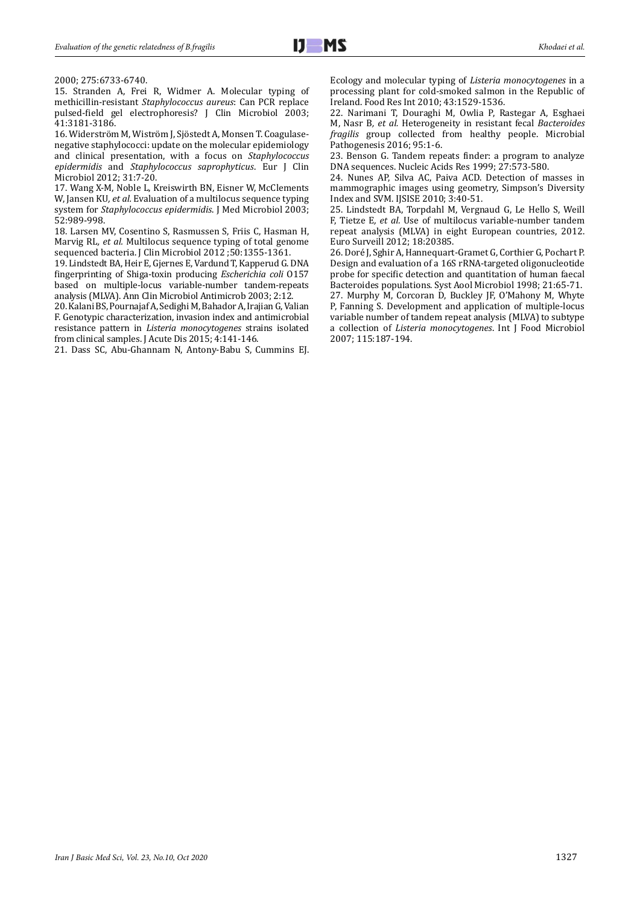2000; 275:6733-6740.

15. Stranden A, Frei R, Widmer A. Molecular typing of methicillin-resistant *Staphylococcus aureus*: Can PCR replace pulsed-field gel electrophoresis? J Clin Microbiol 2003; 41:3181-3186.

16. Widerström M, Wiström J, Sjöstedt A, Monsen T. Coagulase-negative staphylococci: update on the molecular epidemiology and clinical presentation, with a focus on *Staphylococcus epidermidis* and *Staphylococcus saprophyticus*. Eur J Clin Microbiol 2012; 31:7-20.

17. Wang X-M, Noble L, Kreiswirth BN, Eisner W, McClements W, Jansen KU, *et al*. Evaluation of a multilocus sequence typing system for *Staphylococcus epidermidis*. J Med Microbiol 2003; 52:989-998.

18. Larsen MV, Cosentino S, Rasmussen S, Friis C, Hasman H, Marvig RL, *et al*. Multilocus sequence typing of total genome sequenced bacteria. J Clin Microbiol 2012 ;50:1355-1361.

19. Lindstedt BA, Heir E, Gjernes E, Vardund T, Kapperud G. DNA fingerprinting of Shiga-toxin producing *Escherichia coli* O157 based on multiple-locus variable-number tandem-repeats analysis (MLVA). Ann Clin Microbiol Antimicrob 2003; 2:12.

20. Kalani BS, Pournajaf A, Sedighi M, Bahador A, Irajian G, Valian F. Genotypic characterization, invasion index and antimicrobial resistance pattern in *Listeria monocytogenes* strains isolated from clinical samples. J Acute Dis 2015; 4:141-146.

21. Dass SC, Abu-Ghannam N, Antony-Babu S, Cummins EJ. Ecology and molecular typing of *Listeria monocytogenes* in a processing plant for cold-smoked salmon in the Republic of Ireland. Food Res Int 2010; 43:1529-1536.

22. Narimani T, Douraghi M, Owlia P, Rastegar A, Esghaei M, Nasr B, *et al*. Heterogeneity in resistant fecal *Bacteroides fragilis* group collected from healthy people. Microbial Pathogenesis 2016; 95:1-6.

23. Benson G. Tandem repeats finder: a program to analyze DNA sequences. Nucleic Acids Res 1999; 27:573-580.

24. Nunes AP, Silva AC, Paiva ACD. Detection of masses in mammographic images using geometry, Simpson's Diversity Index and SVM. IJSISE 2010; 3:40-51.

25. Lindstedt BA, Torpdahl M, Vergnaud G, Le Hello S, Weill F, Tietze E, *et al*. Use of multilocus variable-number tandem repeat analysis (MLVA) in eight European countries, 2012. Euro Surveill 2012; 18:20385.

26. Doré J, Sghir A, Hannequart-Gramet G, Corthier G, Pochart P. Design and evaluation of a 16S rRNA-targeted oligonucleotide probe for specific detection and quantitation of human faecal Bacteroides populations. Syst Aool Microbiol 1998; 21:65-71.

27. Murphy M, Corcoran D, Buckley JF, O'Mahony M, Whyte P, Fanning S. Development and application of multiple-locus variable number of tandem repeat analysis (MLVA) to subtype a collection of *Listeria monocytogenes*. Int J Food Microbiol 2007; 115:187-194.